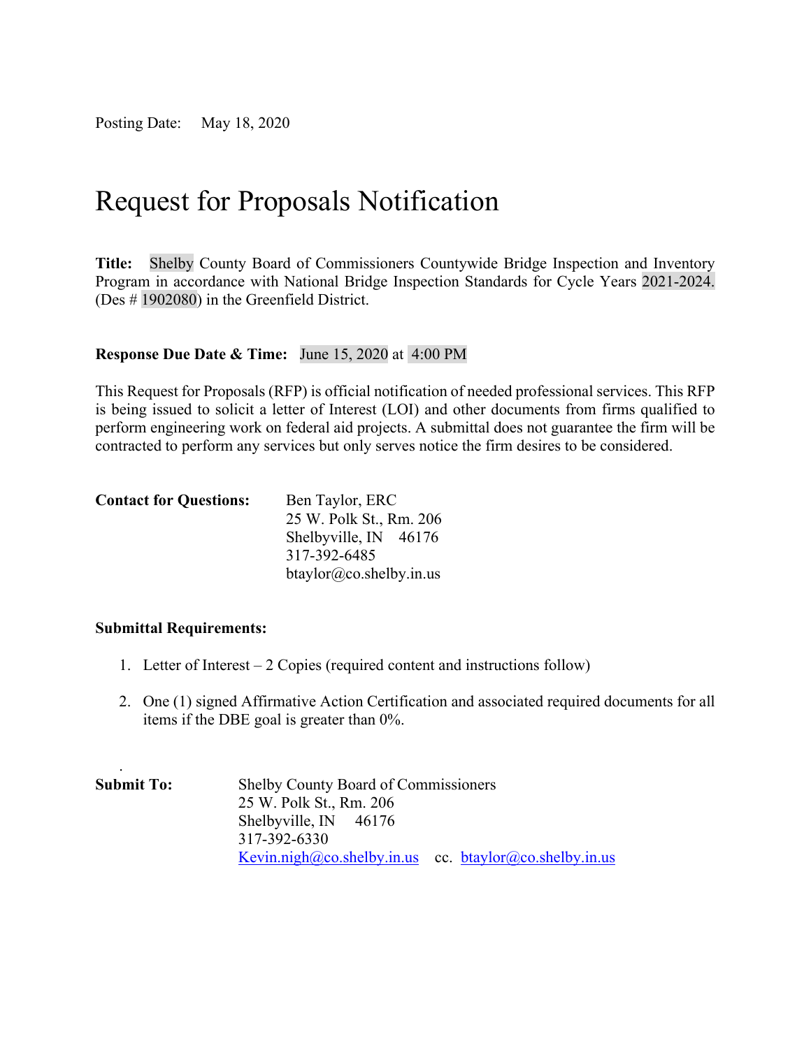Posting Date: May 18, 2020

# Request for Proposals Notification

**Title:** Shelby County Board of Commissioners Countywide Bridge Inspection and Inventory Program in accordance with National Bridge Inspection Standards for Cycle Years 2021-2024. (Des # 1902080) in the Greenfield District.

**Response Due Date & Time:** June 15, 2020 at 4:00 PM

This Request for Proposals (RFP) is official notification of needed professional services. This RFP is being issued to solicit a letter of Interest (LOI) and other documents from firms qualified to perform engineering work on federal aid projects. A submittal does not guarantee the firm will be contracted to perform any services but only serves notice the firm desires to be considered.

**Contact for Questions:**

Ben Taylor, ERC
25 W. Polk St., Rm. 206
Shelbyville, IN 46176
317-392-6485
btaylor@co.shelby.in.us

**Submittal Requirements:**

1. Letter of Interest – 2 Copies (required content and instructions follow)
2. One (1) signed Affirmative Action Certification and associated required documents for all items if the DBE goal is greater than 0%.

**Submit To:**

Shelby County Board of Commissioners
25 W. Polk St., Rm. 206
Shelbyville, IN 46176
317-392-6330
Kevin.nigh@co.shelby.in.us cc. btaylor@co.shelby.in.us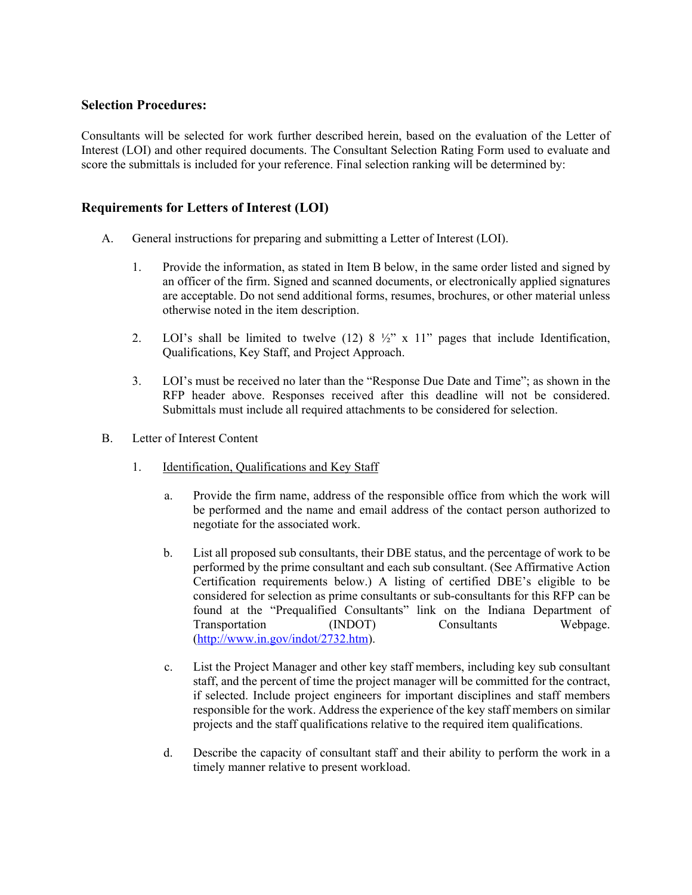### Selection Procedures:

Consultants will be selected for work further described herein, based on the evaluation of the Letter of Interest (LOI) and other required documents. The Consultant Selection Rating Form used to evaluate and score the submittals is included for your reference. Final selection ranking will be determined by:

## Requirements for Letters of Interest (LOI)

A. General instructions for preparing and submitting a Letter of Interest (LOI).

1. Provide the information, as stated in Item B below, in the same order listed and signed by an officer of the firm. Signed and scanned documents, or electronically applied signatures are acceptable. Do not send additional forms, resumes, brochures, or other material unless otherwise noted in the item description.

2. LOI's shall be limited to twelve (12) 8 ½" x 11" pages that include Identification, Qualifications, Key Staff, and Project Approach.

3. LOI's must be received no later than the "Response Due Date and Time"; as shown in the RFP header above. Responses received after this deadline will not be considered. Submittals must include all required attachments to be considered for selection.

B. Letter of Interest Content

1. <u>Identification, Qualifications and Key Staff</u>

   a. Provide the firm name, address of the responsible office from which the work will be performed and the name and email address of the contact person authorized to negotiate for the associated work.

   b. List all proposed sub consultants, their DBE status, and the percentage of work to be performed by the prime consultant and each sub consultant. (See Affirmative Action Certification requirements below.) A listing of certified DBE's eligible to be considered for selection as prime consultants or sub-consultants for this RFP can be found at the "Prequalified Consultants" link on the Indiana Department of Transportation (INDOT) Consultants Webpage. (http://www.in.gov/indot/2732.htm).

   c. List the Project Manager and other key staff members, including key sub consultant staff, and the percent of time the project manager will be committed for the contract, if selected. Include project engineers for important disciplines and staff members responsible for the work. Address the experience of the key staff members on similar projects and the staff qualifications relative to the required item qualifications.

   d. Describe the capacity of consultant staff and their ability to perform the work in a timely manner relative to present workload.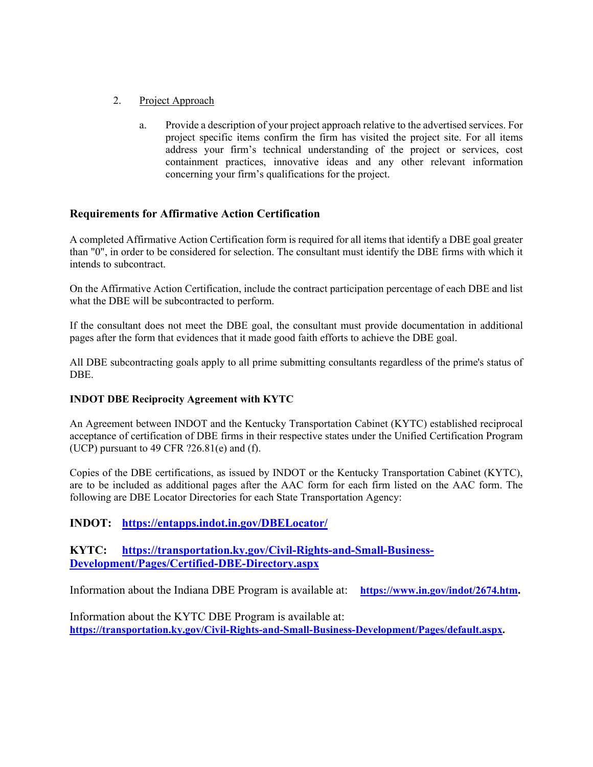2. Project Approach

   a. Provide a description of your project approach relative to the advertised services. For project specific items confirm the firm has visited the project site. For all items address your firm's technical understanding of the project or services, cost containment practices, innovative ideas and any other relevant information concerning your firm's qualifications for the project.

## Requirements for Affirmative Action Certification

A completed Affirmative Action Certification form is required for all items that identify a DBE goal greater than "0", in order to be considered for selection. The consultant must identify the DBE firms with which it intends to subcontract.

On the Affirmative Action Certification, include the contract participation percentage of each DBE and list what the DBE will be subcontracted to perform.

If the consultant does not meet the DBE goal, the consultant must provide documentation in additional pages after the form that evidences that it made good faith efforts to achieve the DBE goal.

All DBE subcontracting goals apply to all prime submitting consultants regardless of the prime's status of DBE.

### INDOT DBE Reciprocity Agreement with KYTC

An Agreement between INDOT and the Kentucky Transportation Cabinet (KYTC) established reciprocal acceptance of certification of DBE firms in their respective states under the Unified Certification Program (UCP) pursuant to 49 CFR ?26.81(e) and (f).

Copies of the DBE certifications, as issued by INDOT or the Kentucky Transportation Cabinet (KYTC), are to be included as additional pages after the AAC form for each firm listed on the AAC form. The following are DBE Locator Directories for each State Transportation Agency:

**INDOT:** **https://entapps.indot.in.gov/DBELocator/**

**KYTC:** **https://transportation.ky.gov/Civil-Rights-and-Small-Business-Development/Pages/Certified-DBE-Directory.aspx**

Information about the Indiana DBE Program is available at: **https://www.in.gov/indot/2674.htm.**

Information about the KYTC DBE Program is available at: **https://transportation.ky.gov/Civil-Rights-and-Small-Business-Development/Pages/default.aspx.**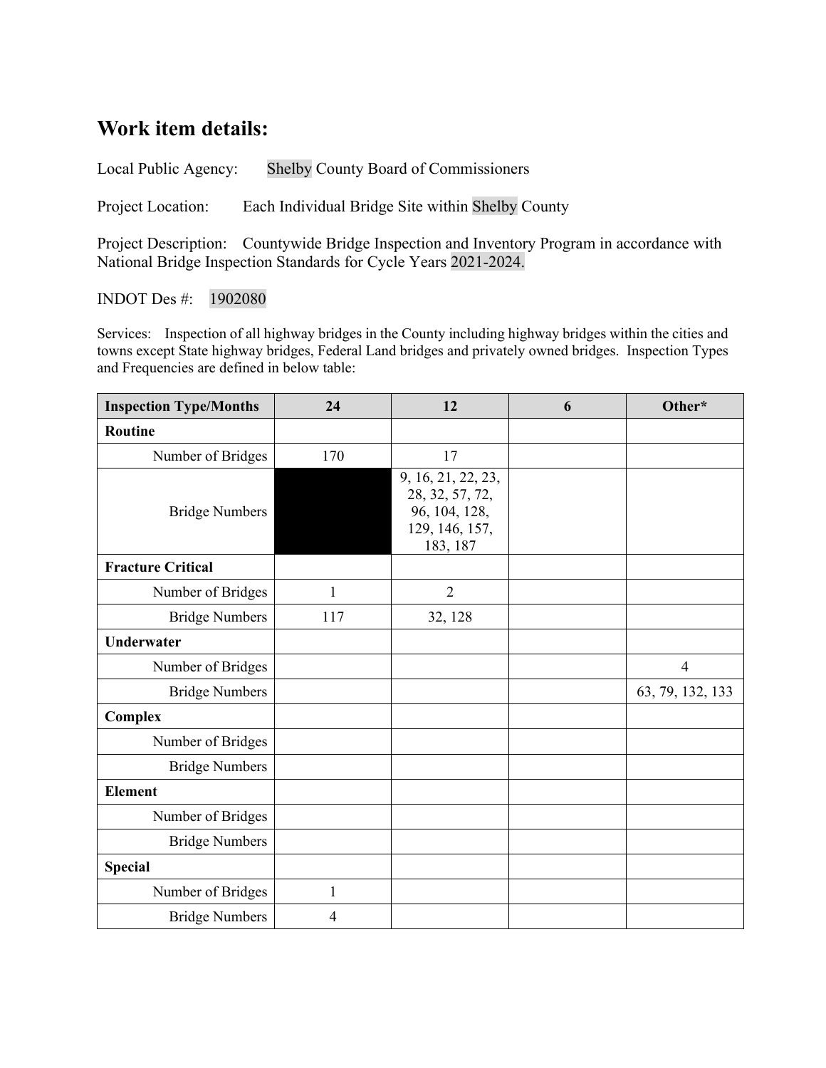# Work item details:

Local Public Agency: Shelby County Board of Commissioners

Project Location: Each Individual Bridge Site within Shelby County

Project Description: Countywide Bridge Inspection and Inventory Program in accordance with National Bridge Inspection Standards for Cycle Years 2021-2024.

INDOT Des #: 1902080

Services: Inspection of all highway bridges in the County including highway bridges within the cities and towns except State highway bridges, Federal Land bridges and privately owned bridges. Inspection Types and Frequencies are defined in below table:

| Inspection Type/Months | 24 | 12 | 6 | Other* |
|---|---|---|---|---|
| **Routine** | | | | |
| Number of Bridges | 170 | 17 | | |
| Bridge Numbers | | 9, 16, 21, 22, 23, 28, 32, 57, 72, 96, 104, 128, 129, 146, 157, 183, 187 | | |
| **Fracture Critical** | | | | |
| Number of Bridges | 1 | 2 | | |
| Bridge Numbers | 117 | 32, 128 | | |
| **Underwater** | | | | |
| Number of Bridges | | | | 4 |
| Bridge Numbers | | | | 63, 79, 132, 133 |
| **Complex** | | | | |
| Number of Bridges | | | | |
| Bridge Numbers | | | | |
| **Element** | | | | |
| Number of Bridges | | | | |
| Bridge Numbers | | | | |
| **Special** | | | | |
| Number of Bridges | 1 | | | |
| Bridge Numbers | 4 | | | |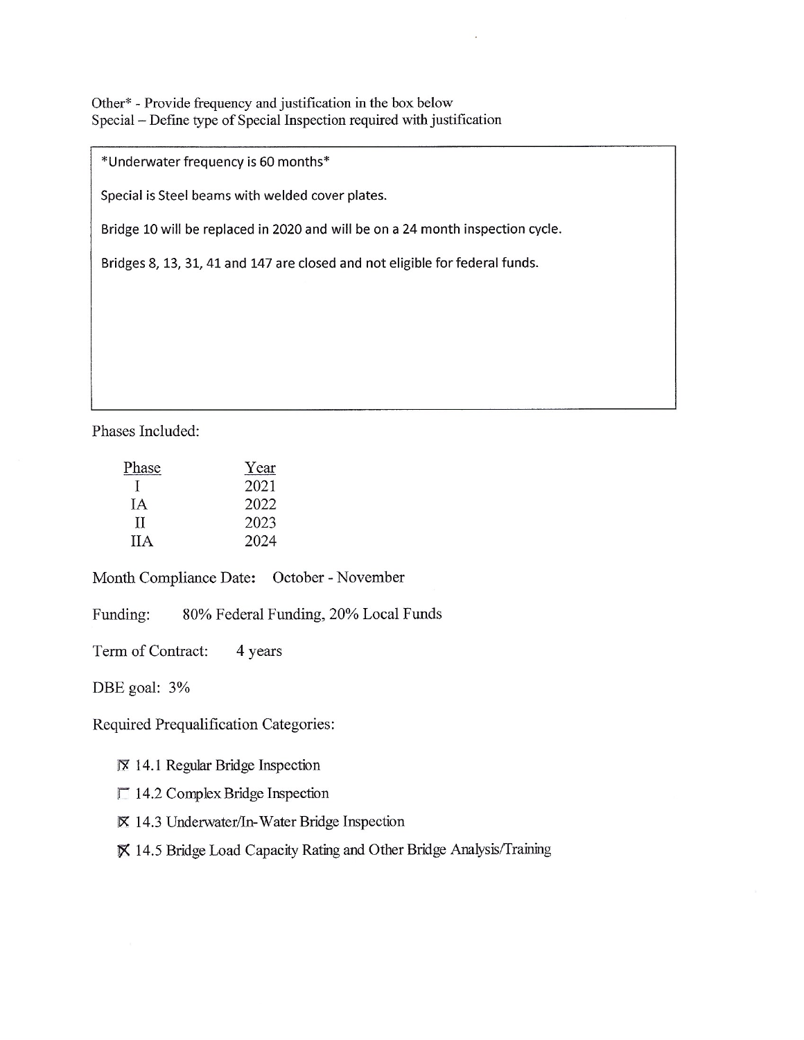Other* - Provide frequency and justification in the box below
Special – Define type of Special Inspection required with justification

> *Underwater frequency is 60 months*
>
> Special is Steel beams with welded cover plates.
>
> Bridge 10 will be replaced in 2020 and will be on a 24 month inspection cycle.
>
> Bridges 8, 13, 31, 41 and 147 are closed and not eligible for federal funds.

Phases Included:

| Phase | Year |
|---|---|
| I | 2021 |
| IA | 2022 |
| II | 2023 |
| IIA | 2024 |

Month Compliance Date: October - November

Funding: 80% Federal Funding, 20% Local Funds

Term of Contract: 4 years

DBE goal: 3%

Required Prequalification Categories:

- [x] 14.1 Regular Bridge Inspection
- [ ] 14.2 Complex Bridge Inspection
- [x] 14.3 Underwater/In-Water Bridge Inspection
- [x] 14.5 Bridge Load Capacity Rating and Other Bridge Analysis/Training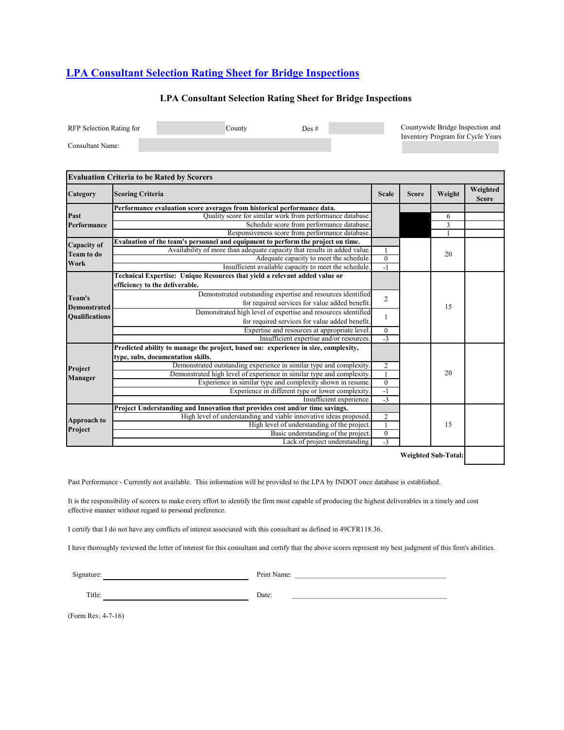# LPA Consultant Selection Rating Sheet for Bridge Inspections

## LPA Consultant Selection Rating Sheet for Bridge Inspections

RFP Selection Rating for _______ County Des # _______ Countywide Bridge Inspection and Inventory Program for Cycle Years _______

Consultant Name: _______

| Evaluation Criteria to be Rated by Scorers | | | | | |
|---|---|---|---|---|---|
| **Category** | **Scoring Criteria** | **Scale** | **Score** | **Weight** | **Weighted Score** |
| **Past Performance** | **Performance evaluation score averages from historical performance data.** | | | | |
| | Quality score for similar work from performance database. | | | 6 | |
| | Schedule score from performance database. | | | 3 | |
| | Responsiveness score from performance database. | | | 1 | |
| **Capacity of Team to do Work** | **Evaluation of the team's personnel and equipment to perform the project on time.** | | | 20 | |
| | Availability of more than adequate capacity that results in added value. | 1 | | | |
| | Adequate capacity to meet the schedule. | 0 | | | |
| | Insufficient available capacity to meet the schedule. | -1 | | | |
| **Team's Demonstrated Qualifications** | **Technical Expertise: Unique Resources that yield a relevant added value or efficiency to the deliverable.** | | | 15 | |
| | Demonstrated outstanding expertise and resources identified for required services for value added benefit. | 2 | | | |
| | Demonstrated high level of expertise and resources identified for required services for value added benefit. | 1 | | | |
| | Expertise and resources at appropriate level. | 0 | | | |
| | Insufficient expertise and/or resources. | -3 | | | |
| **Project Manager** | **Predicted ability to manage the project, based on: experience in size, complexity, type, subs, documentation skills.** | | | 20 | |
| | Demonstrated outstanding experience in similar type and complexity. | 2 | | | |
| | Demonstrated high level of experience in similar type and complexity. | 1 | | | |
| | Experience in similar type and complexity shown in resume. | 0 | | | |
| | Experience in different type or lower complexity. | -1 | | | |
| | Insufficient experience. | -3 | | | |
| **Approach to Project** | **Project Understanding and Innovation that provides cost and/or time savings.** | | | 15 | |
| | High level of understanding and viable innovative ideas proposed. | 2 | | | |
| | High level of understanding of the project. | 1 | | | |
| | Basic understanding of the project. | 0 | | | |
| | Lack of project understanding. | -3 | | | |
| | | | | **Weighted Sub-Total:** | |

Past Performance - Currently not available. This information will be provided to the LPA by INDOT once database is established.

It is the responsibility of scorers to make every effort to identify the firm most capable of producing the highest deliverables in a timely and cost effective manner without regard to personal preference.

I certify that I do not have any conflicts of interest associated with this consultant as defined in 49CFR118.36.

I have thoroughly reviewed the letter of interest for this consultant and certify that the above scores represent my best judgment of this firm's abilities.

Signature: _______________________ Print Name: _______________________

Title: _______________________ Date: _______________________

(Form Rev. 4-7-16)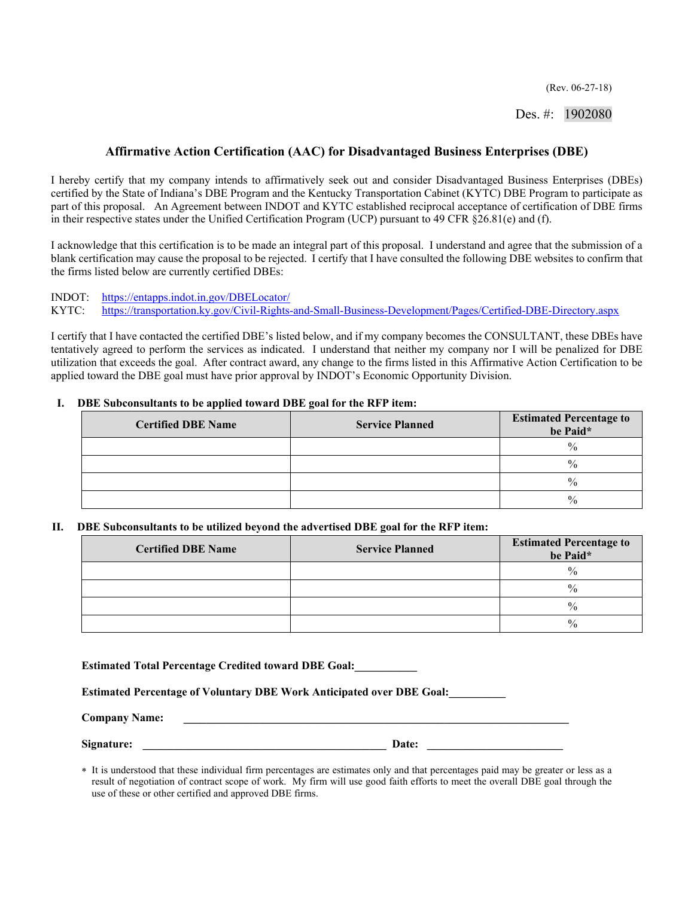(Rev. 06-27-18)

Des. #: 1902080

## Affirmative Action Certification (AAC) for Disadvantaged Business Enterprises (DBE)

I hereby certify that my company intends to affirmatively seek out and consider Disadvantaged Business Enterprises (DBEs) certified by the State of Indiana's DBE Program and the Kentucky Transportation Cabinet (KYTC) DBE Program to participate as part of this proposal. An Agreement between INDOT and KYTC established reciprocal acceptance of certification of DBE firms in their respective states under the Unified Certification Program (UCP) pursuant to 49 CFR §26.81(e) and (f).

I acknowledge that this certification is to be made an integral part of this proposal. I understand and agree that the submission of a blank certification may cause the proposal to be rejected. I certify that I have consulted the following DBE websites to confirm that the firms listed below are currently certified DBEs:

INDOT: https://entapps.indot.in.gov/DBELocator/
KYTC: https://transportation.ky.gov/Civil-Rights-and-Small-Business-Development/Pages/Certified-DBE-Directory.aspx

I certify that I have contacted the certified DBE's listed below, and if my company becomes the CONSULTANT, these DBEs have tentatively agreed to perform the services as indicated. I understand that neither my company nor I will be penalized for DBE utilization that exceeds the goal. After contract award, any change to the firms listed in this Affirmative Action Certification to be applied toward the DBE goal must have prior approval by INDOT's Economic Opportunity Division.

**I. DBE Subconsultants to be applied toward DBE goal for the RFP item:**

| Certified DBE Name | Service Planned | Estimated Percentage to be Paid* |
|---|---|---|
| | | % |
| | | % |
| | | % |
| | | % |

**II. DBE Subconsultants to be utilized beyond the advertised DBE goal for the RFP item:**

| Certified DBE Name | Service Planned | Estimated Percentage to be Paid* |
|---|---|---|
| | | % |
| | | % |
| | | % |
| | | % |

**Estimated Total Percentage Credited toward DBE Goal:**___________

**Estimated Percentage of Voluntary DBE Work Anticipated over DBE Goal:**__________

**Company Name:** ____________________________________________

**Signature:** ______________________________ **Date:** ________________

* It is understood that these individual firm percentages are estimates only and that percentages paid may be greater or less as a result of negotiation of contract scope of work. My firm will use good faith efforts to meet the overall DBE goal through the use of these or other certified and approved DBE firms.